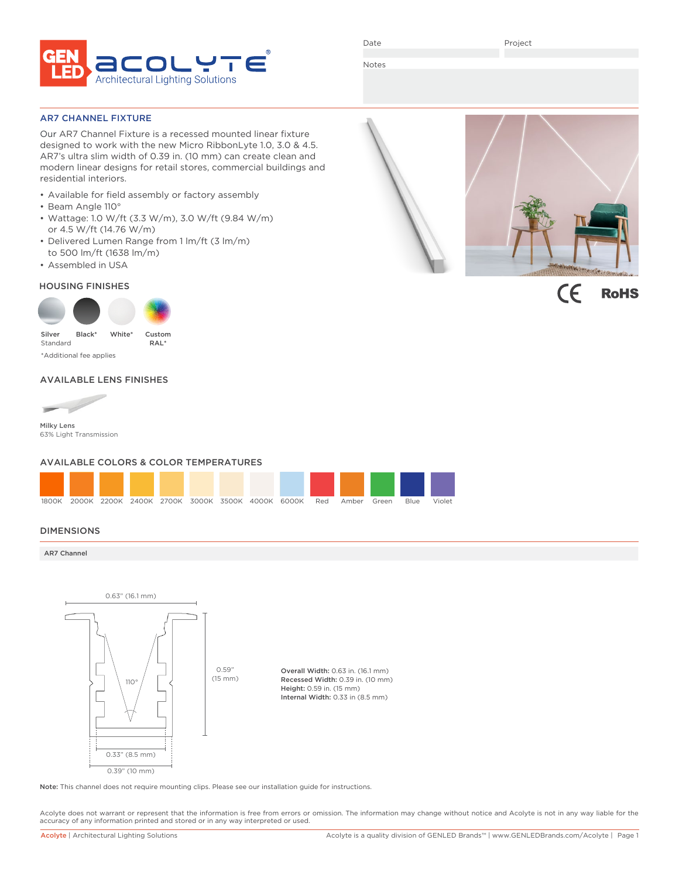GEN LED ACOLYTE®
Architectural Lighting Solutions

Date

Project

Notes

## AR7 CHANNEL FIXTURE

Our AR7 Channel Fixture is a recessed mounted linear fixture designed to work with the new Micro RibbonLyte 1.0, 3.0 & 4.5. AR7's ultra slim width of 0.39 in. (10 mm) can create clean and modern linear designs for retail stores, commercial buildings and residential interiors.

- Available for field assembly or factory assembly
- Beam Angle 110°
- Wattage: 1.0 W/ft (3.3 W/m), 3.0 W/ft (9.84 W/m) or 4.5 W/ft (14.76 W/m)
- Delivered Lumen Range from 1 lm/ft (3 lm/m) to 500 lm/ft (1638 lm/m)
- Assembled in USA

CE RoHS

### HOUSING FINISHES

Silver Standard | Black* | White* | Custom RAL*

*Additional fee applies

### AVAILABLE LENS FINISHES

**Milky Lens**
63% Light Transmission

### AVAILABLE COLORS & COLOR TEMPERATURES

1800K | 2000K | 2200K | 2400K | 2700K | 3000K | 3500K | 4000K | 6000K | Red | Amber | Green | Blue | Violet

### DIMENSIONS

**AR7 Channel**

0.63" (16.1 mm)

0.59" (15 mm)

110°

0.33" (8.5 mm)

0.39" (10 mm)

**Overall Width:** 0.63 in. (16.1 mm)
**Recessed Width:** 0.39 in. (10 mm)
**Height:** 0.59 in. (15 mm)
**Internal Width:** 0.33 in (8.5 mm)

**Note:** This channel does not require mounting clips. Please see our installation guide for instructions.

Acolyte does not warrant or represent that the information is free from errors or omission. The information may change without notice and Acolyte is not in any way liable for the accuracy of any information printed and stored or in any way interpreted or used.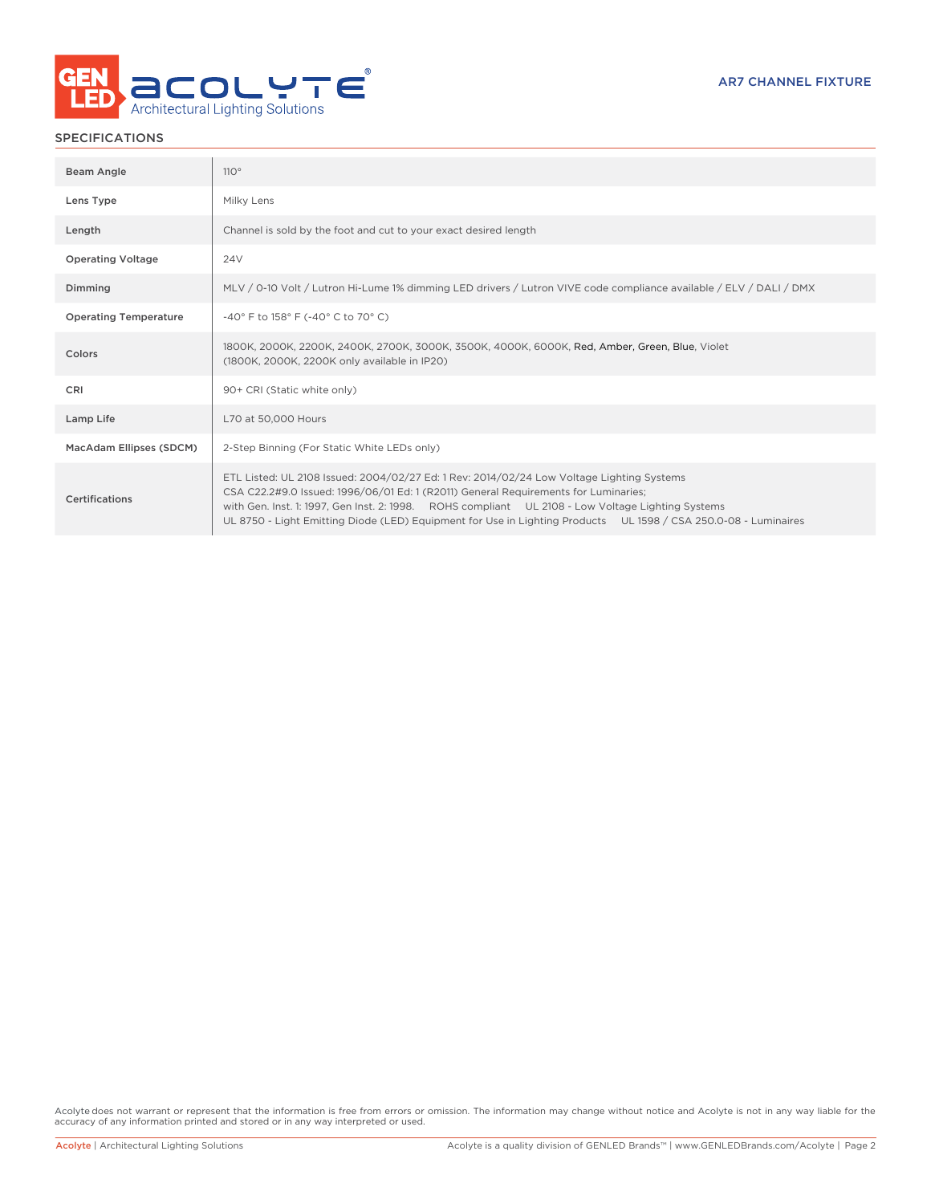## SPECIFICATIONS

| | |
|---|---|
| Beam Angle | 110° |
| Lens Type | Milky Lens |
| Length | Channel is sold by the foot and cut to your exact desired length |
| Operating Voltage | 24V |
| Dimming | MLV / 0-10 Volt / Lutron Hi-Lume 1% dimming LED drivers / Lutron VIVE code compliance available / ELV / DALI / DMX |
| Operating Temperature | -40° F to 158° F (-40° C to 70° C) |
| Colors | 1800K, 2000K, 2200K, 2400K, 2700K, 3000K, 3500K, 4000K, 6000K, Red, Amber, Green, Blue, Violet (1800K, 2000K, 2200K only available in IP20) |
| CRI | 90+ CRI (Static white only) |
| Lamp Life | L70 at 50,000 Hours |
| MacAdam Ellipses (SDCM) | 2-Step Binning (For Static White LEDs only) |
| Certifications | ETL Listed: UL 2108 Issued: 2004/02/27 Ed: 1 Rev: 2014/02/24 Low Voltage Lighting Systems CSA C22.2#9.0 Issued: 1996/06/01 Ed: 1 (R2011) General Requirements for Luminaries; with Gen. Inst. 1: 1997, Gen Inst. 2: 1998. ROHS compliant UL 2108 - Low Voltage Lighting Systems UL 8750 - Light Emitting Diode (LED) Equipment for Use in Lighting Products UL 1598 / CSA 250.0-08 - Luminaires |

Acolyte does not warrant or represent that the information is free from errors or omission. The information may change without notice and Acolyte is not in any way liable for the accuracy of any information printed and stored or in any way interpreted or used.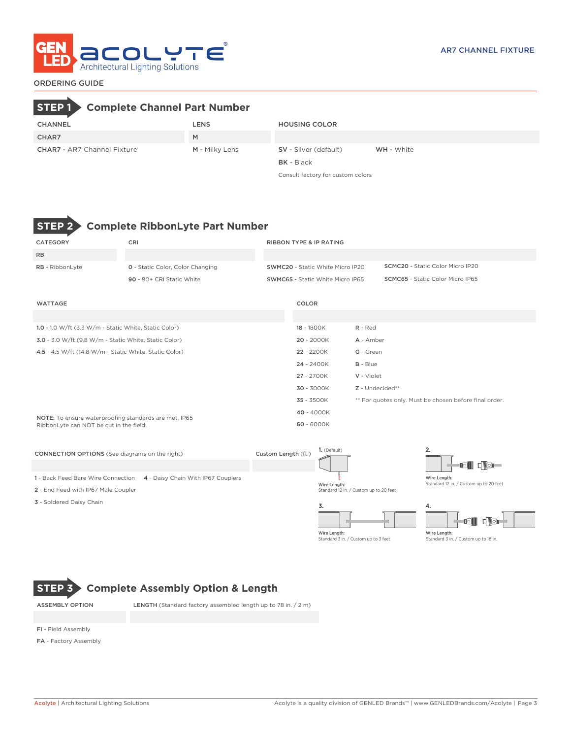# AR7 CHANNEL FIXTURE

ORDERING GUIDE

## STEP 1 Complete Channel Part Number

| CHANNEL | LENS | HOUSING COLOR | |
|---|---|---|---|
| CHAR7 | M | | |
| **CHAR7** - AR7 Channel Fixture | **M** - Milky Lens | **SV** - Silver (default) | **WH** - White |
| | | **BK** - Black | |
| | | Consult factory for custom colors | |

## STEP 2 Complete RibbonLyte Part Number

| CATEGORY | CRI | RIBBON TYPE & IP RATING | |
|---|---|---|---|
| RB | | | |
| **RB** - RibbonLyte | **0** - Static Color, Color Changing | **SWMC20** - Static White Micro IP20 | **SCMC20** - Static Color Micro IP20 |
| | **90** - 90+ CRI Static White | **SWMC65** - Static White Micro IP65 | **SCMC65** - Static Color Micro IP65 |

| WATTAGE | COLOR | |
|---|---|---|
| **1.0** - 1.0 W/ft (3.3 W/m - Static White, Static Color) | **18** - 1800K | **R** - Red |
| **3.0** - 3.0 W/ft (9.8 W/m - Static White, Static Color) | **20** - 2000K | **A** - Amber |
| **4.5** - 4.5 W/ft (14.8 W/m - Static White, Static Color) | **22** - 2200K | **G** - Green |
| | **24** - 2400K | **B** - Blue |
| | **27** - 2700K | **V** - Violet |
| | **30** - 3000K | **Z** - Undecided** |
| | **35** - 3500K | ** For quotes only. Must be chosen before final order. |
| | **40** - 4000K | |
| | **60** - 6000K | |

**NOTE:** To ensure waterproofing standards are met, IP65 RibbonLyte can NOT be cut in the field.

**CONNECTION OPTIONS** (See diagrams on the right)

- **1** - Back Feed Bare Wire Connection
- **2** - End Feed with IP67 Male Coupler
- **3** - Soldered Daisy Chain
- **4** - Daisy Chain With IP67 Couplers

**Custom Length** (ft.)

**1.** (Default)
Wire Length:
Standard 12 in. / Custom up to 20 feet

**2.**
Wire Length:
Standard 12 in. / Custom up to 20 feet

**3.**
Wire Length:
Standard 3 in. / Custom up to 3 feet

**4.**
Wire Length:
Standard 3 in. / Custom up to 18 in.

## STEP 3 Complete Assembly Option & Length

| ASSEMBLY OPTION | LENGTH (Standard factory assembled length up to 78 in. / 2 m) |
|---|---|
| **FI** - Field Assembly | |
| **FA** - Factory Assembly | |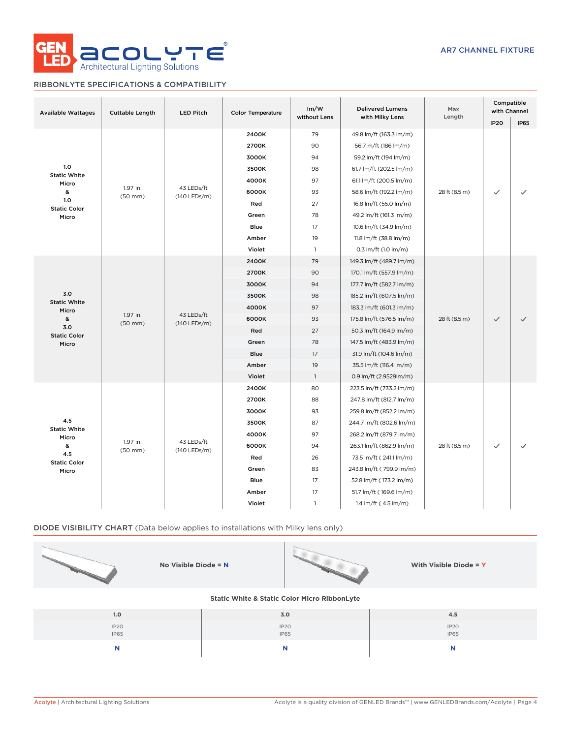AR7 CHANNEL FIXTURE

## RIBBONLYTE SPECIFICATIONS & COMPATIBILITY

| Available Wattages | Cuttable Length | LED Pitch | Color Temperature | lm/W without Lens | Delivered Lumens with Milky Lens | Max Length | Compatible with Channel | |
|---|---|---|---|---|---|---|---|---|
| | | | | | | | IP20 | IP65 |
| 1.0 Static White Micro & 1.0 Static Color Micro | 1.97 in. (50 mm) | 43 LEDs/ft (140 LEDs/m) | 2400K | 79 | 49.8 lm/ft (163.3 lm/m) | 28 ft (8.5 m) | ✓ | ✓ |
| | | | 2700K | 90 | 56.7 m/ft (186 lm/m) | | | |
| | | | 3000K | 94 | 59.2 lm/ft (194 lm/m) | | | |
| | | | 3500K | 98 | 61.7 lm/ft (202.5 lm/m) | | | |
| | | | 4000K | 97 | 61.1 lm/ft (200.5 lm/m) | | | |
| | | | 6000K | 93 | 58.6 lm/ft (192.2 lm/m) | | | |
| | | | Red | 27 | 16.8 lm/ft (55.0 lm/m) | | | |
| | | | Green | 78 | 49.2 lm/ft (161.3 lm/m) | | | |
| | | | Blue | 17 | 10.6 lm/ft (34.9 lm/m) | | | |
| | | | Amber | 19 | 11.8 lm/ft (38.8 lm/m) | | | |
| | | | Violet | 1 | 0.3 lm/ft (1.0 lm/m) | | | |
| 3.0 Static White Micro & 3.0 Static Color Micro | 1.97 in. (50 mm) | 43 LEDs/ft (140 LEDs/m) | 2400K | 79 | 149.3 lm/ft (489.7 lm/m) | 28 ft (8.5 m) | ✓ | ✓ |
| | | | 2700K | 90 | 170.1 lm/ft (557.9 lm/m) | | | |
| | | | 3000K | 94 | 177.7 lm/ft (582.7 lm/m) | | | |
| | | | 3500K | 98 | 185.2 lm/ft (607.5 lm/m) | | | |
| | | | 4000K | 97 | 183.3 lm/ft (601.3 lm/m) | | | |
| | | | 6000K | 93 | 175.8 lm/ft (576.5 lm/m) | | | |
| | | | Red | 27 | 50.3 lm/ft (164.9 lm/m) | | | |
| | | | Green | 78 | 147.5 lm/ft (483.9 lm/m) | | | |
| | | | Blue | 17 | 31.9 lm/ft (104.6 lm/m) | | | |
| | | | Amber | 19 | 35.5 lm/ft (116.4 lm/m) | | | |
| | | | Violet | 1 | 0.9 lm/ft (2.9529lm/m) | | | |
| 4.5 Static White Micro & 4.5 Static Color Micro | 1.97 in. (50 mm) | 43 LEDs/ft (140 LEDs/m) | 2400K | 80 | 223.5 lm/ft (733.2 lm/m) | 28 ft (8.5 m) | ✓ | ✓ |
| | | | 2700K | 88 | 247.8 lm/ft (812.7 lm/m) | | | |
| | | | 3000K | 93 | 259.8 lm/ft (852.2 lm/m) | | | |
| | | | 3500K | 87 | 244.7 lm/ft (802.6 lm/m) | | | |
| | | | 4000K | 97 | 268.2 lm/ft (879.7 lm/m) | | | |
| | | | 6000K | 94 | 263.1 lm/ft (862.9 lm/m) | | | |
| | | | Red | 26 | 73.5 lm/ft ( 241.1 lm/m) | | | |
| | | | Green | 83 | 243.8 lm/ft ( 799.9 lm/m) | | | |
| | | | Blue | 17 | 52.8 lm/ft ( 173.2 lm/m) | | | |
| | | | Amber | 17 | 51.7 lm/ft ( 169.6 lm/m) | | | |
| | | | Violet | 1 | 1.4 lm/ft ( 4.5 lm/m) | | | |

## DIODE VISIBILITY CHART (Data below applies to installations with Milky lens only)

**No Visible Diode = N** | **With Visible Diode = Y**

**Static White & Static Color Micro RibbonLyte**

| 1.0 | 3.0 | 4.5 |
|---|---|---|
| IP20 IP65 | IP20 IP65 | IP20 IP65 |
| N | N | N |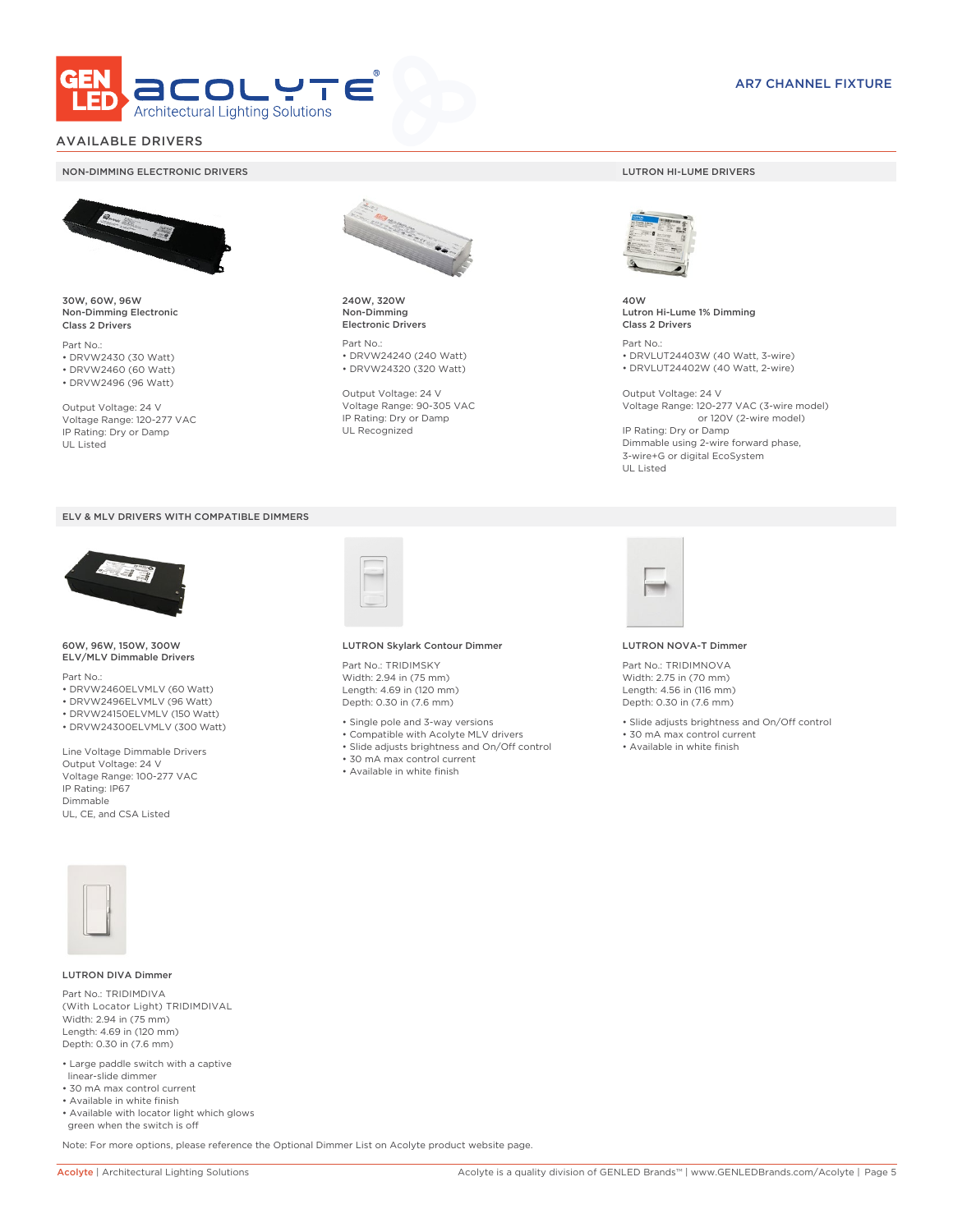# AVAILABLE DRIVERS

## NON-DIMMING ELECTRONIC DRIVERS

**30W, 60W, 96W**
**Non-Dimming Electronic**
**Class 2 Drivers**

Part No.:
- DRVW2430 (30 Watt)
- DRVW2460 (60 Watt)
- DRVW2496 (96 Watt)

Output Voltage: 24 V
Voltage Range: 120-277 VAC
IP Rating: Dry or Damp
UL Listed

**240W, 320W**
**Non-Dimming**
**Electronic Drivers**

Part No.:
- DRVW24240 (240 Watt)
- DRVW24320 (320 Watt)

Output Voltage: 24 V
Voltage Range: 90-305 VAC
IP Rating: Dry or Damp
UL Recognized

## LUTRON HI-LUME DRIVERS

**40W**
**Lutron Hi-Lume 1% Dimming**
**Class 2 Drivers**

Part No.:
- DRVLUT24403W (40 Watt, 3-wire)
- DRVLUT24402W (40 Watt, 2-wire)

Output Voltage: 24 V
Voltage Range: 120-277 VAC (3-wire model)
or 120V (2-wire model)
IP Rating: Dry or Damp
Dimmable using 2-wire forward phase, 3-wire+G or digital EcoSystem
UL Listed

## ELV & MLV DRIVERS WITH COMPATIBLE DIMMERS

**60W, 96W, 150W, 300W**
**ELV/MLV Dimmable Drivers**

Part No.:
- DRVW2460ELVMLV (60 Watt)
- DRVW2496ELVMLV (96 Watt)
- DRVW24150ELVMLV (150 Watt)
- DRVW24300ELVMLV (300 Watt)

Line Voltage Dimmable Drivers
Output Voltage: 24 V
Voltage Range: 100-277 VAC
IP Rating: IP67
Dimmable
UL, CE, and CSA Listed

**LUTRON Skylark Contour Dimmer**

Part No.: TRIDIMSKY
Width: 2.94 in (75 mm)
Length: 4.69 in (120 mm)
Depth: 0.30 in (7.6 mm)

- Single pole and 3-way versions
- Compatible with Acolyte MLV drivers
- Slide adjusts brightness and On/Off control
- 30 mA max control current
- Available in white finish

**LUTRON NOVA-T Dimmer**

Part No.: TRIDIMNOVA
Width: 2.75 in (70 mm)
Length: 4.56 in (116 mm)
Depth: 0.30 in (7.6 mm)

- Slide adjusts brightness and On/Off control
- 30 mA max control current
- Available in white finish

**LUTRON DIVA Dimmer**

Part No.: TRIDIMDIVA
(With Locator Light) TRIDIMDIVAL
Width: 2.94 in (75 mm)
Length: 4.69 in (120 mm)
Depth: 0.30 in (7.6 mm)

- Large paddle switch with a captive linear-slide dimmer
- 30 mA max control current
- Available in white finish
- Available with locator light which glows green when the switch is off

Note: For more options, please reference the Optional Dimmer List on Acolyte product website page.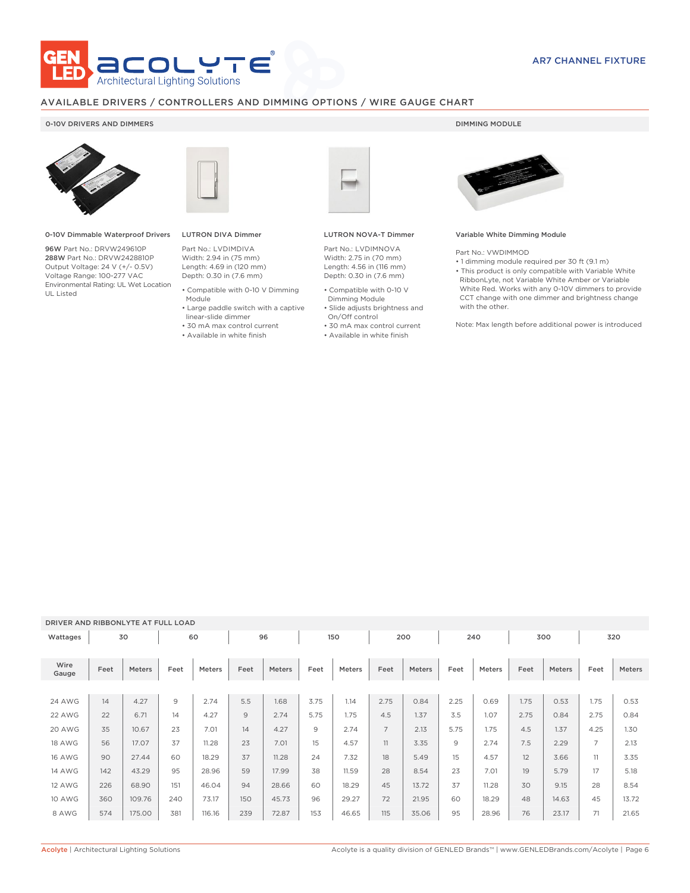AR7 CHANNEL FIXTURE

## AVAILABLE DRIVERS / CONTROLLERS AND DIMMING OPTIONS / WIRE GAUGE CHART

### 0-10V DRIVERS AND DIMMERS

**0-10V Dimmable Waterproof Drivers**

**96W** Part No.: DRVW249610P
**288W** Part No.: DRVW2428810P
Output Voltage: 24 V (+/- 0.5V)
Voltage Range: 100-277 VAC
Environmental Rating: UL Wet Location
UL Listed

**LUTRON DIVA Dimmer**

Part No.: LVDIMDIVA
Width: 2.94 in (75 mm)
Length: 4.69 in (120 mm)
Depth: 0.30 in (7.6 mm)

- Compatible with 0-10 V Dimming Module
- Large paddle switch with a captive linear-slide dimmer
- 30 mA max control current
- Available in white finish

**LUTRON NOVA-T Dimmer**

Part No.: LVDIMNOVA
Width: 2.75 in (70 mm)
Length: 4.56 in (116 mm)
Depth: 0.30 in (7.6 mm)

- Compatible with 0-10 V Dimming Module
- Slide adjusts brightness and On/Off control
- 30 mA max control current
- Available in white finish

### DIMMING MODULE

**Variable White Dimming Module**

Part No.: VWDIMMOD

- 1 dimming module required per 30 ft (9.1 m)
- This product is only compatible with Variable White RibbonLyte, not Variable White Amber or Variable White Red. Works with any 0-10V dimmers to provide CCT change with one dimmer and brightness change with the other.

Note: Max length before additional power is introduced

### DRIVER AND RIBBONLYTE AT FULL LOAD

| Wattages | 30 | | 60 | | 96 | | 150 | | 200 | | 240 | | 300 | | 320 | |
|---|---|---|---|---|---|---|---|---|---|---|---|---|---|---|---|---|
| Wire Gauge | Feet | Meters | Feet | Meters | Feet | Meters | Feet | Meters | Feet | Meters | Feet | Meters | Feet | Meters | Feet | Meters |
| 24 AWG | 14 | 4.27 | 9 | 2.74 | 5.5 | 1.68 | 3.75 | 1.14 | 2.75 | 0.84 | 2.25 | 0.69 | 1.75 | 0.53 | 1.75 | 0.53 |
| 22 AWG | 22 | 6.71 | 14 | 4.27 | 9 | 2.74 | 5.75 | 1.75 | 4.5 | 1.37 | 3.5 | 1.07 | 2.75 | 0.84 | 2.75 | 0.84 |
| 20 AWG | 35 | 10.67 | 23 | 7.01 | 14 | 4.27 | 9 | 2.74 | 7 | 2.13 | 5.75 | 1.75 | 4.5 | 1.37 | 4.25 | 1.30 |
| 18 AWG | 56 | 17.07 | 37 | 11.28 | 23 | 7.01 | 15 | 4.57 | 11 | 3.35 | 9 | 2.74 | 7.5 | 2.29 | 7 | 2.13 |
| 16 AWG | 90 | 27.44 | 60 | 18.29 | 37 | 11.28 | 24 | 7.32 | 18 | 5.49 | 15 | 4.57 | 12 | 3.66 | 11 | 3.35 |
| 14 AWG | 142 | 43.29 | 95 | 28.96 | 59 | 17.99 | 38 | 11.59 | 28 | 8.54 | 23 | 7.01 | 19 | 5.79 | 17 | 5.18 |
| 12 AWG | 226 | 68.90 | 151 | 46.04 | 94 | 28.66 | 60 | 18.29 | 45 | 13.72 | 37 | 11.28 | 30 | 9.15 | 28 | 8.54 |
| 10 AWG | 360 | 109.76 | 240 | 73.17 | 150 | 45.73 | 96 | 29.27 | 72 | 21.95 | 60 | 18.29 | 48 | 14.63 | 45 | 13.72 |
| 8 AWG | 574 | 175.00 | 381 | 116.16 | 239 | 72.87 | 153 | 46.65 | 115 | 35.06 | 95 | 28.96 | 76 | 23.17 | 71 | 21.65 |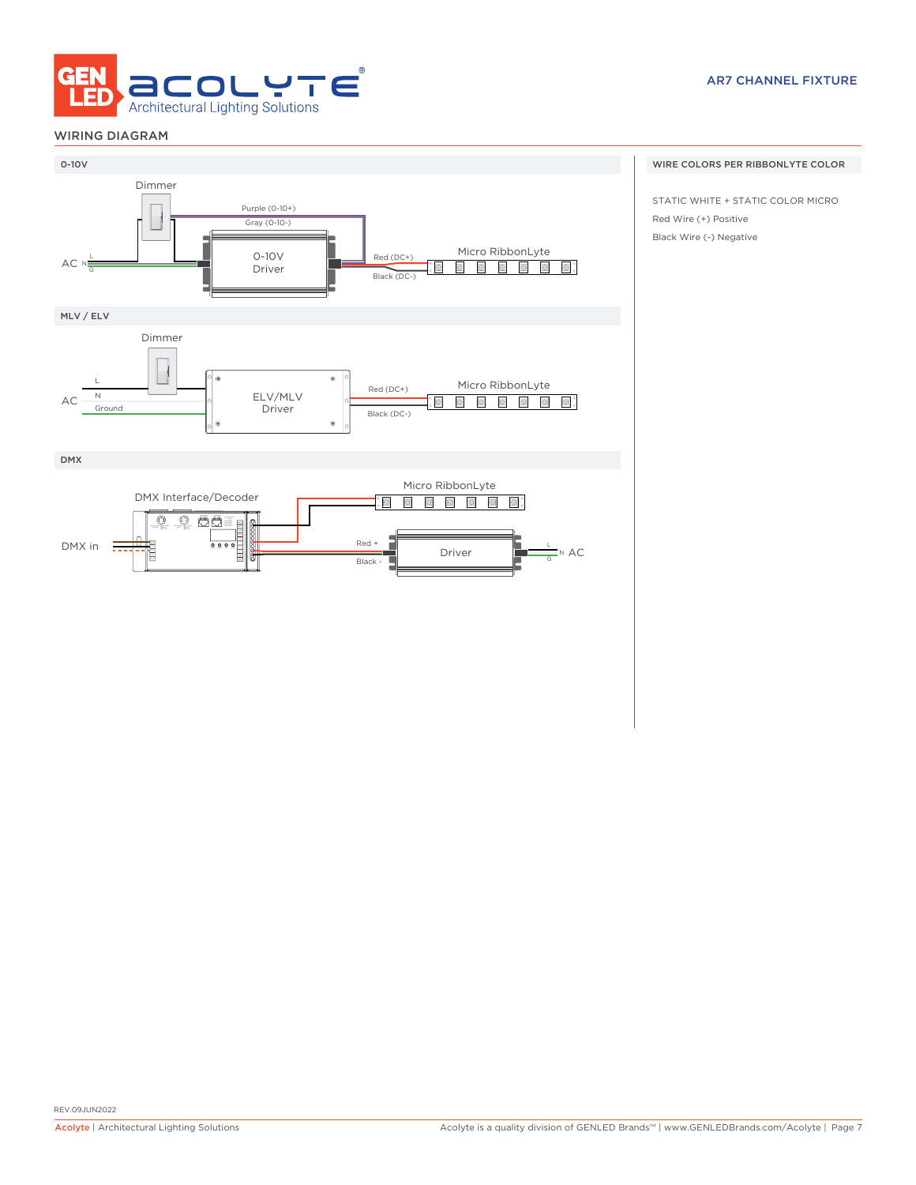# AR7 CHANNEL FIXTURE

## WIRING DIAGRAM

### 0-10V

Dimmer

Purple (0-10+)

Gray (0-10-)

AC L N G

0-10V Driver

Red (DC+)

Black (DC-)

Micro RibbonLyte

### MLV / ELV

Dimmer

AC L N Ground

ELV/MLV Driver

Red (DC+)

Black (DC-)

Micro RibbonLyte

### DMX

DMX Interface/Decoder

Micro RibbonLyte

DMX in

Red +

Black -

Driver

L N G AC

### WIRE COLORS PER RIBBONLYTE COLOR

STATIC WHITE + STATIC COLOR MICRO

Red Wire (+) Positive

Black Wire (-) Negative

REV.09JUN2022

Acolyte | Architectural Lighting Solutions

Acolyte is a quality division of GENLED Brands™ | www.GENLEDBrands.com/Acolyte